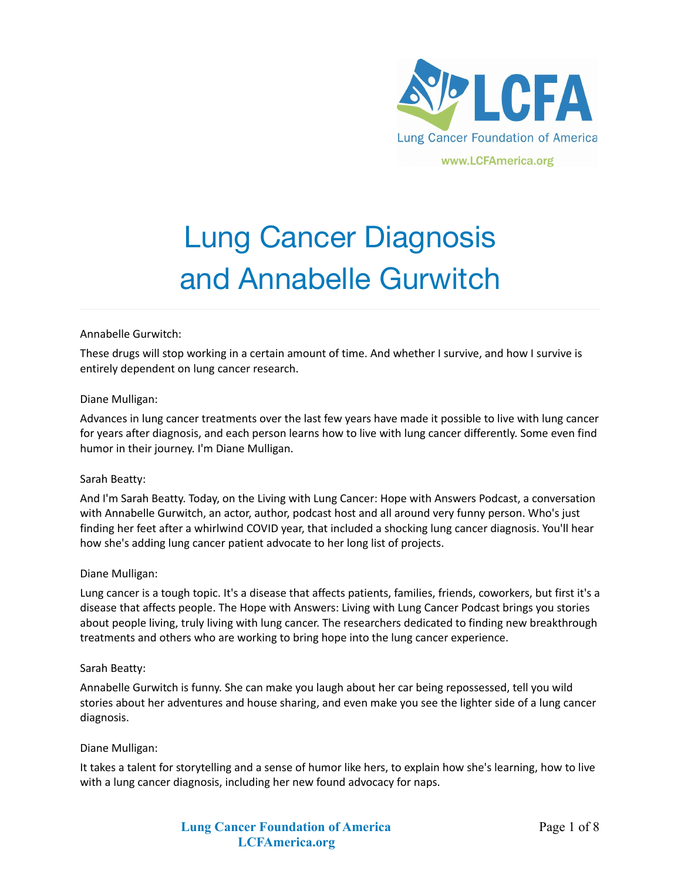# Lung Cancer Diagnosis and Annabelle Gurwitch

Annabelle Gurwitch:

These drugs will stop working in a certain amount of time. And whether I survive, and how I survive is entirely dependent on lung cancer research.

Diane Mulligan:

Advances in lung cancer treatments over the last few years have made it possible to live with lung cancer for years after diagnosis, and each person learns how to live with lung cancer differently. Some even find humor in their journey. I'm Diane Mulligan.

Sarah Beatty:

And I'm Sarah Beatty. Today, on the Living with Lung Cancer: Hope with Answers Podcast, a conversation with Annabelle Gurwitch, an actor, author, podcast host and all around very funny person. Who's just finding her feet after a whirlwind COVID year, that included a shocking lung cancer diagnosis. You'll hear how she's adding lung cancer patient advocate to her long list of projects.

Diane Mulligan:

Lung cancer is a tough topic. It's a disease that affects patients, families, friends, coworkers, but first it's a disease that affects people. The Hope with Answers: Living with Lung Cancer Podcast brings you stories about people living, truly living with lung cancer. The researchers dedicated to finding new breakthrough treatments and others who are working to bring hope into the lung cancer experience.

Sarah Beatty:

Annabelle Gurwitch is funny. She can make you laugh about her car being repossessed, tell you wild stories about her adventures and house sharing, and even make you see the lighter side of a lung cancer diagnosis.

Diane Mulligan:

It takes a talent for storytelling and a sense of humor like hers, to explain how she's learning, how to live with a lung cancer diagnosis, including her new found advocacy for naps.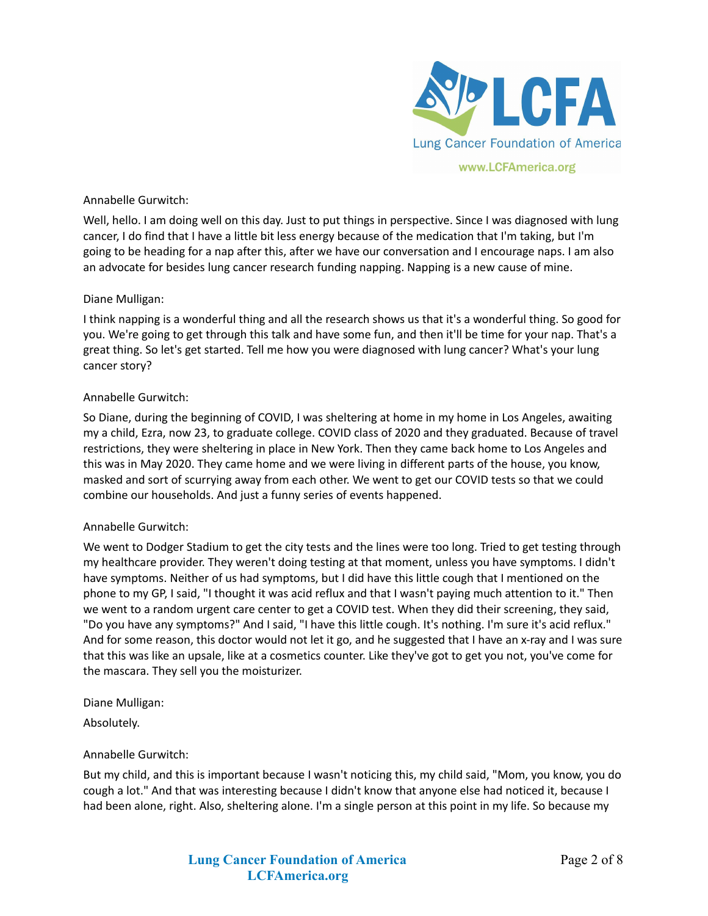Annabelle Gurwitch:

Well, hello. I am doing well on this day. Just to put things in perspective. Since I was diagnosed with lung cancer, I do find that I have a little bit less energy because of the medication that I'm taking, but I'm going to be heading for a nap after this, after we have our conversation and I encourage naps. I am also an advocate for besides lung cancer research funding napping. Napping is a new cause of mine.

Diane Mulligan:

I think napping is a wonderful thing and all the research shows us that it's a wonderful thing. So good for you. We're going to get through this talk and have some fun, and then it'll be time for your nap. That's a great thing. So let's get started. Tell me how you were diagnosed with lung cancer? What's your lung cancer story?

Annabelle Gurwitch:

So Diane, during the beginning of COVID, I was sheltering at home in my home in Los Angeles, awaiting my a child, Ezra, now 23, to graduate college. COVID class of 2020 and they graduated. Because of travel restrictions, they were sheltering in place in New York. Then they came back home to Los Angeles and this was in May 2020. They came home and we were living in different parts of the house, you know, masked and sort of scurrying away from each other. We went to get our COVID tests so that we could combine our households. And just a funny series of events happened.

Annabelle Gurwitch:

We went to Dodger Stadium to get the city tests and the lines were too long. Tried to get testing through my healthcare provider. They weren't doing testing at that moment, unless you have symptoms. I didn't have symptoms. Neither of us had symptoms, but I did have this little cough that I mentioned on the phone to my GP, I said, "I thought it was acid reflux and that I wasn't paying much attention to it." Then we went to a random urgent care center to get a COVID test. When they did their screening, they said, "Do you have any symptoms?" And I said, "I have this little cough. It's nothing. I'm sure it's acid reflux." And for some reason, this doctor would not let it go, and he suggested that I have an x-ray and I was sure that this was like an upsale, like at a cosmetics counter. Like they've got to get you not, you've come for the mascara. They sell you the moisturizer.

Diane Mulligan:

Absolutely.

Annabelle Gurwitch:

But my child, and this is important because I wasn't noticing this, my child said, "Mom, you know, you do cough a lot." And that was interesting because I didn't know that anyone else had noticed it, because I had been alone, right. Also, sheltering alone. I'm a single person at this point in my life. So because my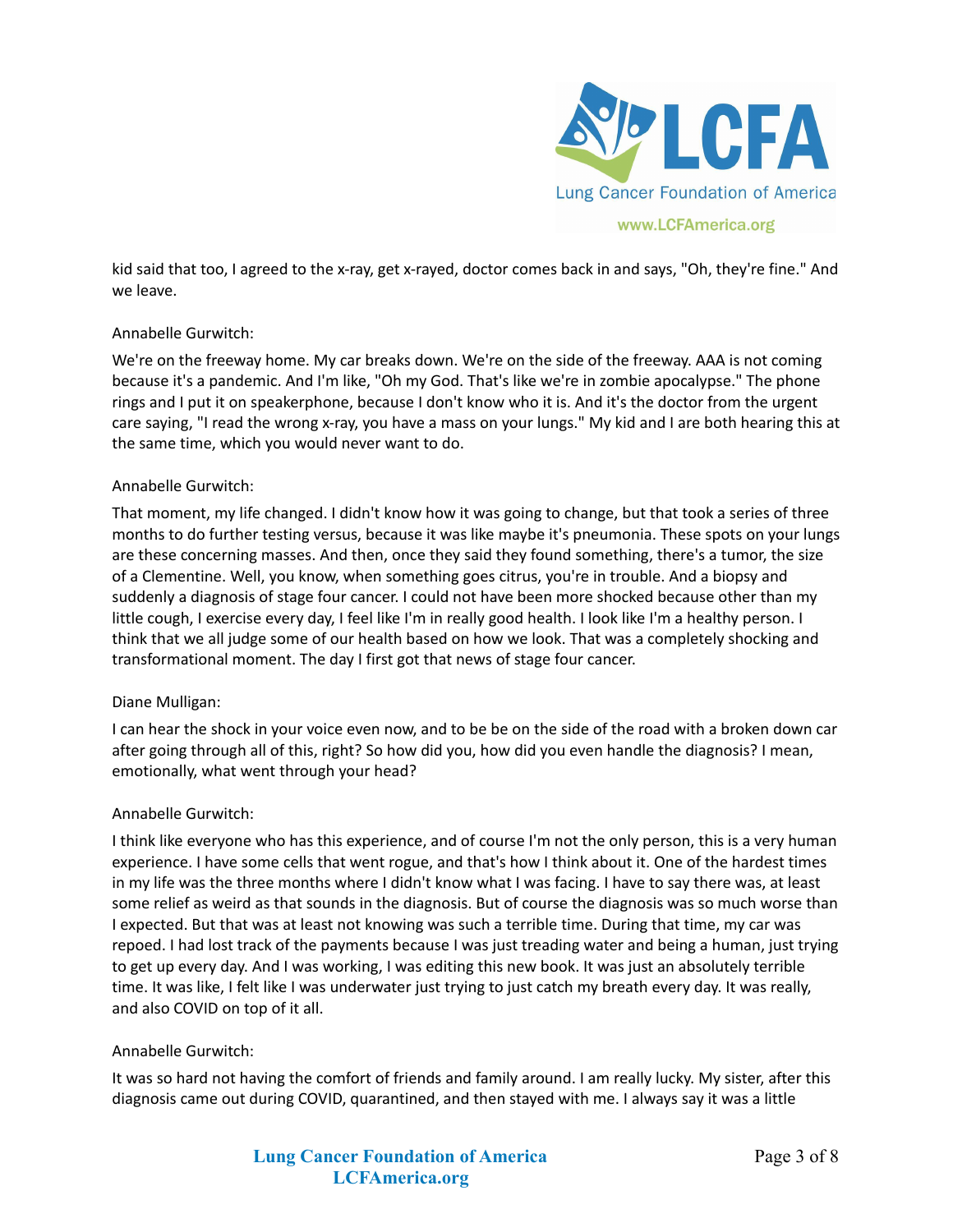kid said that too, I agreed to the x-ray, get x-rayed, doctor comes back in and says, "Oh, they're fine." And we leave.

Annabelle Gurwitch:

We're on the freeway home. My car breaks down. We're on the side of the freeway. AAA is not coming because it's a pandemic. And I'm like, "Oh my God. That's like we're in zombie apocalypse." The phone rings and I put it on speakerphone, because I don't know who it is. And it's the doctor from the urgent care saying, "I read the wrong x-ray, you have a mass on your lungs." My kid and I are both hearing this at the same time, which you would never want to do.

Annabelle Gurwitch:

That moment, my life changed. I didn't know how it was going to change, but that took a series of three months to do further testing versus, because it was like maybe it's pneumonia. These spots on your lungs are these concerning masses. And then, once they said they found something, there's a tumor, the size of a Clementine. Well, you know, when something goes citrus, you're in trouble. And a biopsy and suddenly a diagnosis of stage four cancer. I could not have been more shocked because other than my little cough, I exercise every day, I feel like I'm in really good health. I look like I'm a healthy person. I think that we all judge some of our health based on how we look. That was a completely shocking and transformational moment. The day I first got that news of stage four cancer.

Diane Mulligan:

I can hear the shock in your voice even now, and to be be on the side of the road with a broken down car after going through all of this, right? So how did you, how did you even handle the diagnosis? I mean, emotionally, what went through your head?

Annabelle Gurwitch:

I think like everyone who has this experience, and of course I'm not the only person, this is a very human experience. I have some cells that went rogue, and that's how I think about it. One of the hardest times in my life was the three months where I didn't know what I was facing. I have to say there was, at least some relief as weird as that sounds in the diagnosis. But of course the diagnosis was so much worse than I expected. But that was at least not knowing was such a terrible time. During that time, my car was repoed. I had lost track of the payments because I was just treading water and being a human, just trying to get up every day. And I was working, I was editing this new book. It was just an absolutely terrible time. It was like, I felt like I was underwater just trying to just catch my breath every day. It was really, and also COVID on top of it all.

Annabelle Gurwitch:

It was so hard not having the comfort of friends and family around. I am really lucky. My sister, after this diagnosis came out during COVID, quarantined, and then stayed with me. I always say it was a little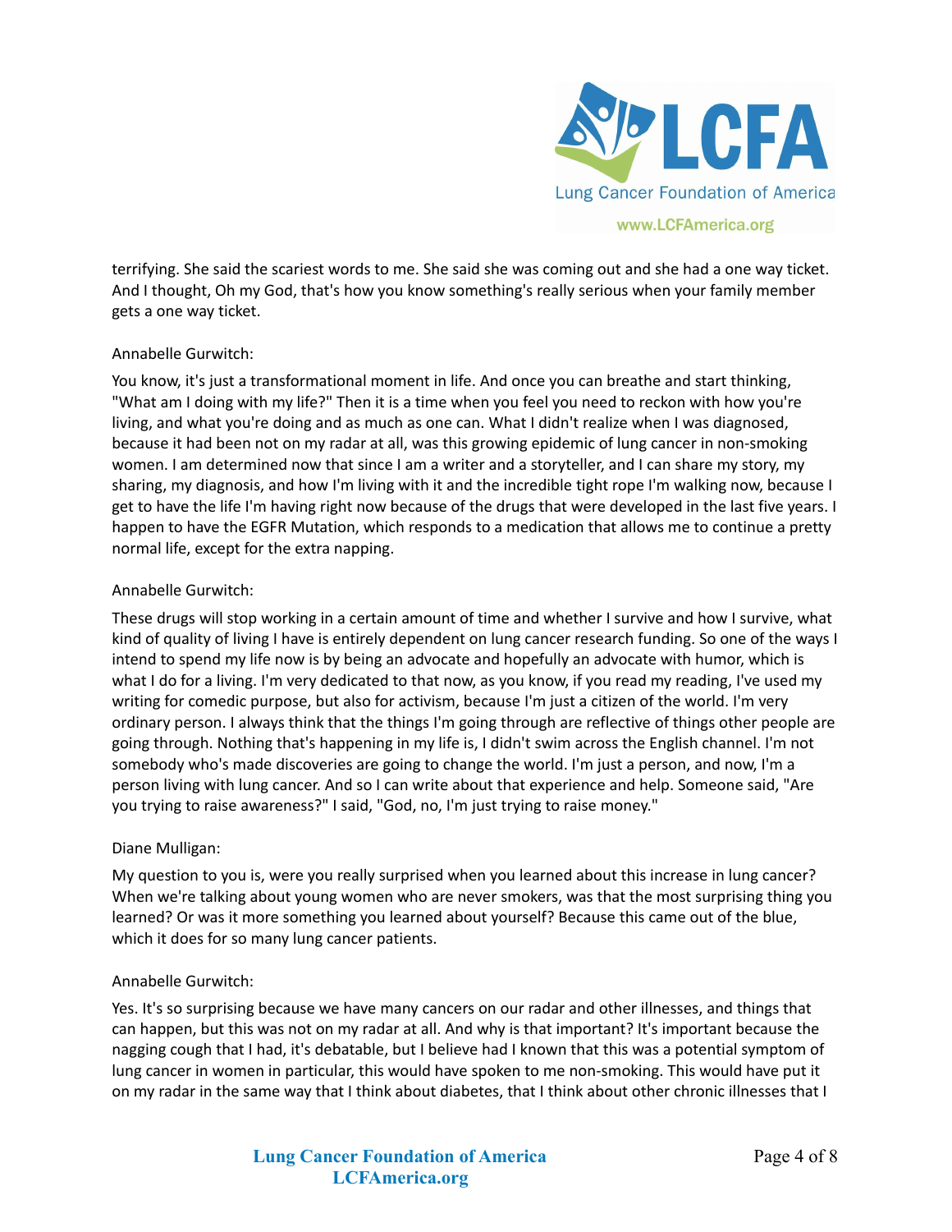terrifying. She said the scariest words to me. She said she was coming out and she had a one way ticket. And I thought, Oh my God, that's how you know something's really serious when your family member gets a one way ticket.

Annabelle Gurwitch:

You know, it's just a transformational moment in life. And once you can breathe and start thinking, "What am I doing with my life?" Then it is a time when you feel you need to reckon with how you're living, and what you're doing and as much as one can. What I didn't realize when I was diagnosed, because it had been not on my radar at all, was this growing epidemic of lung cancer in non-smoking women. I am determined now that since I am a writer and a storyteller, and I can share my story, my sharing, my diagnosis, and how I'm living with it and the incredible tight rope I'm walking now, because I get to have the life I'm having right now because of the drugs that were developed in the last five years. I happen to have the EGFR Mutation, which responds to a medication that allows me to continue a pretty normal life, except for the extra napping.

Annabelle Gurwitch:

These drugs will stop working in a certain amount of time and whether I survive and how I survive, what kind of quality of living I have is entirely dependent on lung cancer research funding. So one of the ways I intend to spend my life now is by being an advocate and hopefully an advocate with humor, which is what I do for a living. I'm very dedicated to that now, as you know, if you read my reading, I've used my writing for comedic purpose, but also for activism, because I'm just a citizen of the world. I'm very ordinary person. I always think that the things I'm going through are reflective of things other people are going through. Nothing that's happening in my life is, I didn't swim across the English channel. I'm not somebody who's made discoveries are going to change the world. I'm just a person, and now, I'm a person living with lung cancer. And so I can write about that experience and help. Someone said, "Are you trying to raise awareness?" I said, "God, no, I'm just trying to raise money."

Diane Mulligan:

My question to you is, were you really surprised when you learned about this increase in lung cancer? When we're talking about young women who are never smokers, was that the most surprising thing you learned? Or was it more something you learned about yourself? Because this came out of the blue, which it does for so many lung cancer patients.

Annabelle Gurwitch:

Yes. It's so surprising because we have many cancers on our radar and other illnesses, and things that can happen, but this was not on my radar at all. And why is that important? It's important because the nagging cough that I had, it's debatable, but I believe had I known that this was a potential symptom of lung cancer in women in particular, this would have spoken to me non-smoking. This would have put it on my radar in the same way that I think about diabetes, that I think about other chronic illnesses that I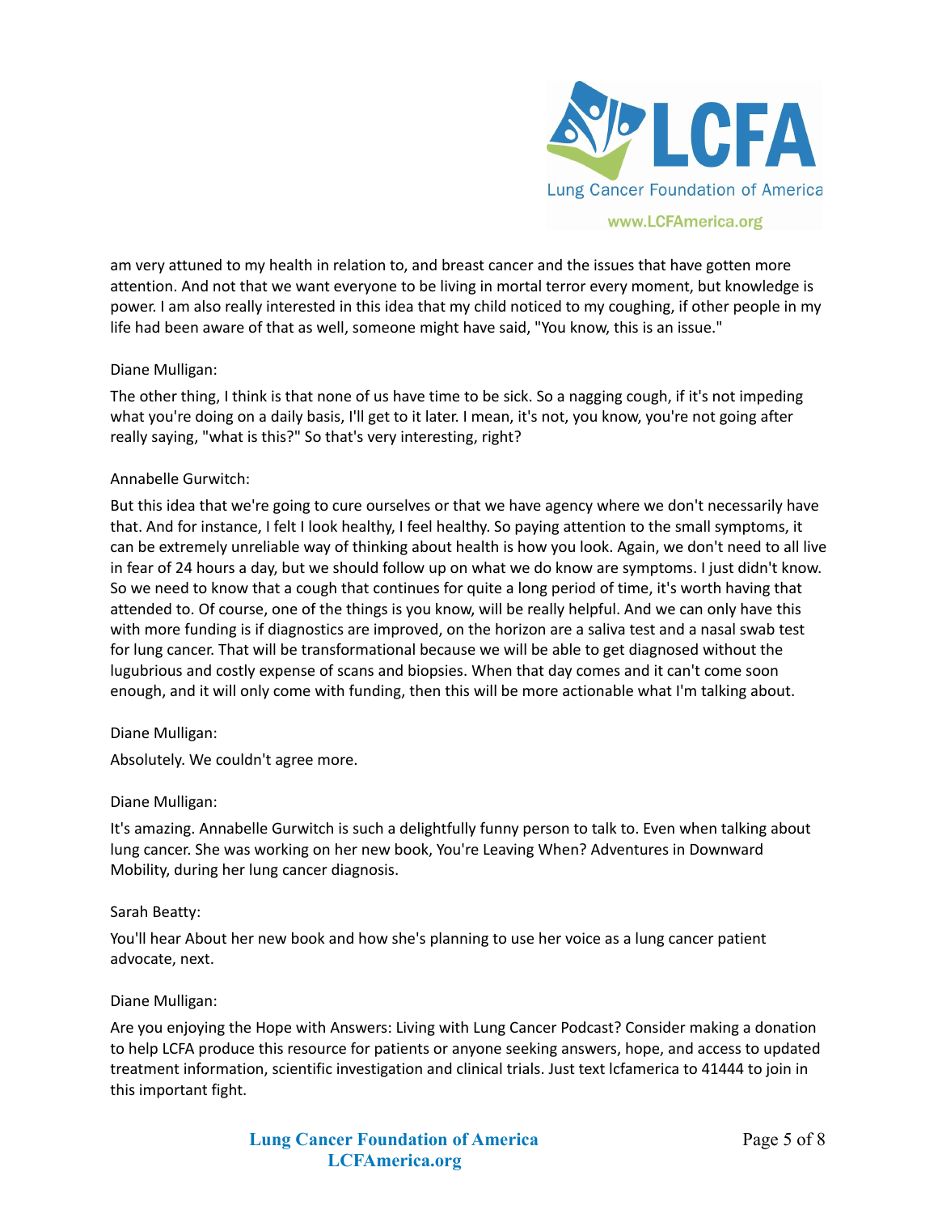am very attuned to my health in relation to, and breast cancer and the issues that have gotten more attention. And not that we want everyone to be living in mortal terror every moment, but knowledge is power. I am also really interested in this idea that my child noticed to my coughing, if other people in my life had been aware of that as well, someone might have said, "You know, this is an issue."

Diane Mulligan:

The other thing, I think is that none of us have time to be sick. So a nagging cough, if it's not impeding what you're doing on a daily basis, I'll get to it later. I mean, it's not, you know, you're not going after really saying, "what is this?" So that's very interesting, right?

Annabelle Gurwitch:

But this idea that we're going to cure ourselves or that we have agency where we don't necessarily have that. And for instance, I felt I look healthy, I feel healthy. So paying attention to the small symptoms, it can be extremely unreliable way of thinking about health is how you look. Again, we don't need to all live in fear of 24 hours a day, but we should follow up on what we do know are symptoms. I just didn't know. So we need to know that a cough that continues for quite a long period of time, it's worth having that attended to. Of course, one of the things is you know, will be really helpful. And we can only have this with more funding is if diagnostics are improved, on the horizon are a saliva test and a nasal swab test for lung cancer. That will be transformational because we will be able to get diagnosed without the lugubrious and costly expense of scans and biopsies. When that day comes and it can't come soon enough, and it will only come with funding, then this will be more actionable what I'm talking about.

Diane Mulligan:

Absolutely. We couldn't agree more.

Diane Mulligan:

It's amazing. Annabelle Gurwitch is such a delightfully funny person to talk to. Even when talking about lung cancer. She was working on her new book, You're Leaving When? Adventures in Downward Mobility, during her lung cancer diagnosis.

Sarah Beatty:

You'll hear About her new book and how she's planning to use her voice as a lung cancer patient advocate, next.

Diane Mulligan:

Are you enjoying the Hope with Answers: Living with Lung Cancer Podcast? Consider making a donation to help LCFA produce this resource for patients or anyone seeking answers, hope, and access to updated treatment information, scientific investigation and clinical trials. Just text lcfamerica to 41444 to join in this important fight.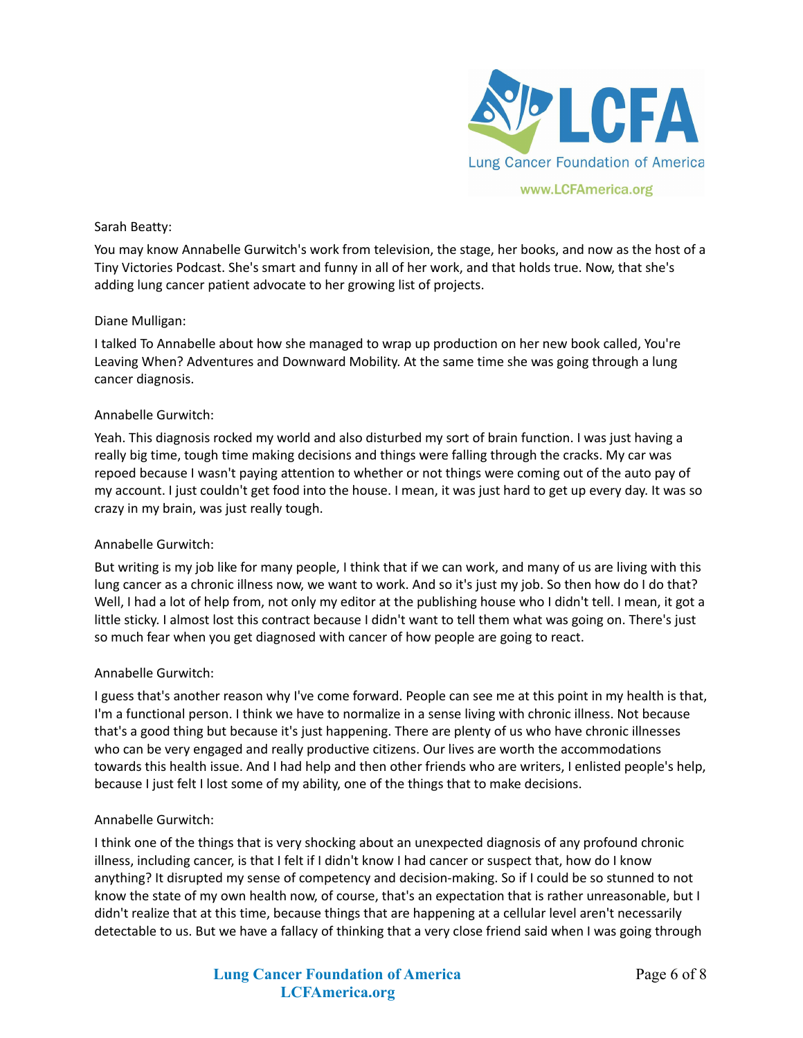Sarah Beatty:

You may know Annabelle Gurwitch's work from television, the stage, her books, and now as the host of a Tiny Victories Podcast. She's smart and funny in all of her work, and that holds true. Now, that she's adding lung cancer patient advocate to her growing list of projects.

Diane Mulligan:

I talked To Annabelle about how she managed to wrap up production on her new book called, You're Leaving When? Adventures and Downward Mobility. At the same time she was going through a lung cancer diagnosis.

Annabelle Gurwitch:

Yeah. This diagnosis rocked my world and also disturbed my sort of brain function. I was just having a really big time, tough time making decisions and things were falling through the cracks. My car was repoed because I wasn't paying attention to whether or not things were coming out of the auto pay of my account. I just couldn't get food into the house. I mean, it was just hard to get up every day. It was so crazy in my brain, was just really tough.

Annabelle Gurwitch:

But writing is my job like for many people, I think that if we can work, and many of us are living with this lung cancer as a chronic illness now, we want to work. And so it's just my job. So then how do I do that? Well, I had a lot of help from, not only my editor at the publishing house who I didn't tell. I mean, it got a little sticky. I almost lost this contract because I didn't want to tell them what was going on. There's just so much fear when you get diagnosed with cancer of how people are going to react.

Annabelle Gurwitch:

I guess that's another reason why I've come forward. People can see me at this point in my health is that, I'm a functional person. I think we have to normalize in a sense living with chronic illness. Not because that's a good thing but because it's just happening. There are plenty of us who have chronic illnesses who can be very engaged and really productive citizens. Our lives are worth the accommodations towards this health issue. And I had help and then other friends who are writers, I enlisted people's help, because I just felt I lost some of my ability, one of the things that to make decisions.

Annabelle Gurwitch:

I think one of the things that is very shocking about an unexpected diagnosis of any profound chronic illness, including cancer, is that I felt if I didn't know I had cancer or suspect that, how do I know anything? It disrupted my sense of competency and decision-making. So if I could be so stunned to not know the state of my own health now, of course, that's an expectation that is rather unreasonable, but I didn't realize that at this time, because things that are happening at a cellular level aren't necessarily detectable to us. But we have a fallacy of thinking that a very close friend said when I was going through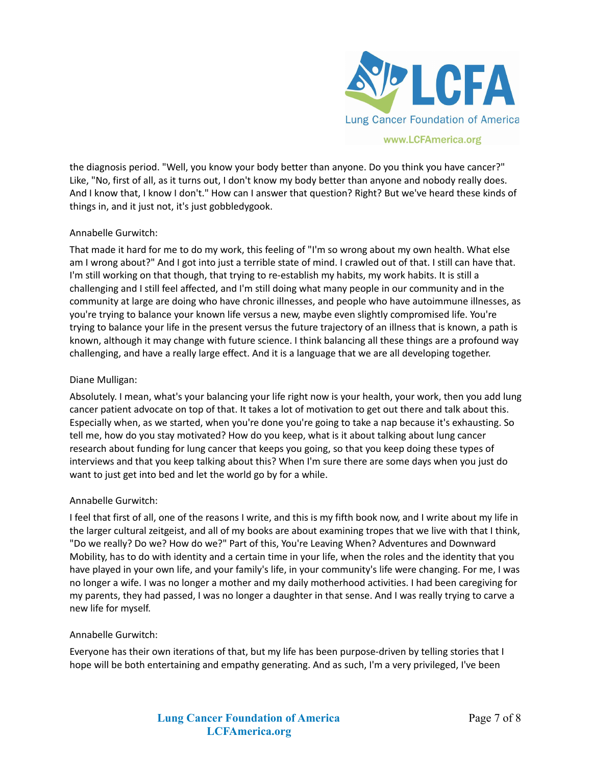the diagnosis period. "Well, you know your body better than anyone. Do you think you have cancer?" Like, "No, first of all, as it turns out, I don't know my body better than anyone and nobody really does. And I know that, I know I don't." How can I answer that question? Right? But we've heard these kinds of things in, and it just not, it's just gobbledygook.

Annabelle Gurwitch:

That made it hard for me to do my work, this feeling of "I'm so wrong about my own health. What else am I wrong about?" And I got into just a terrible state of mind. I crawled out of that. I still can have that. I'm still working on that though, that trying to re-establish my habits, my work habits. It is still a challenging and I still feel affected, and I'm still doing what many people in our community and in the community at large are doing who have chronic illnesses, and people who have autoimmune illnesses, as you're trying to balance your known life versus a new, maybe even slightly compromised life. You're trying to balance your life in the present versus the future trajectory of an illness that is known, a path is known, although it may change with future science. I think balancing all these things are a profound way challenging, and have a really large effect. And it is a language that we are all developing together.

Diane Mulligan:

Absolutely. I mean, what's your balancing your life right now is your health, your work, then you add lung cancer patient advocate on top of that. It takes a lot of motivation to get out there and talk about this. Especially when, as we started, when you're done you're going to take a nap because it's exhausting. So tell me, how do you stay motivated? How do you keep, what is it about talking about lung cancer research about funding for lung cancer that keeps you going, so that you keep doing these types of interviews and that you keep talking about this? When I'm sure there are some days when you just do want to just get into bed and let the world go by for a while.

Annabelle Gurwitch:

I feel that first of all, one of the reasons I write, and this is my fifth book now, and I write about my life in the larger cultural zeitgeist, and all of my books are about examining tropes that we live with that I think, "Do we really? Do we? How do we?" Part of this, You're Leaving When? Adventures and Downward Mobility, has to do with identity and a certain time in your life, when the roles and the identity that you have played in your own life, and your family's life, in your community's life were changing. For me, I was no longer a wife. I was no longer a mother and my daily motherhood activities. I had been caregiving for my parents, they had passed, I was no longer a daughter in that sense. And I was really trying to carve a new life for myself.

Annabelle Gurwitch:

Everyone has their own iterations of that, but my life has been purpose-driven by telling stories that I hope will be both entertaining and empathy generating. And as such, I'm a very privileged, I've been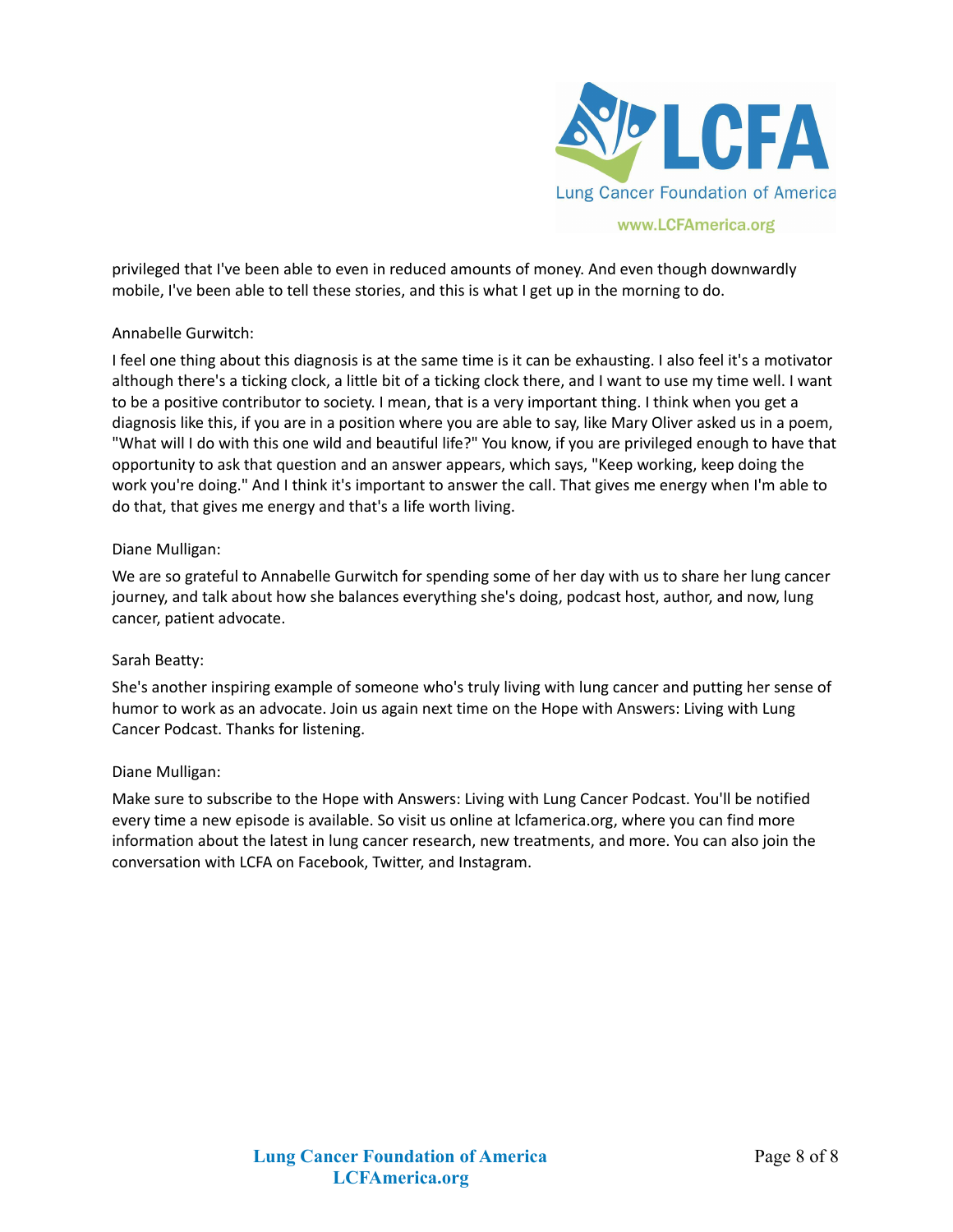privileged that I've been able to even in reduced amounts of money. And even though downwardly mobile, I've been able to tell these stories, and this is what I get up in the morning to do.

Annabelle Gurwitch:

I feel one thing about this diagnosis is at the same time is it can be exhausting. I also feel it's a motivator although there's a ticking clock, a little bit of a ticking clock there, and I want to use my time well. I want to be a positive contributor to society. I mean, that is a very important thing. I think when you get a diagnosis like this, if you are in a position where you are able to say, like Mary Oliver asked us in a poem, "What will I do with this one wild and beautiful life?" You know, if you are privileged enough to have that opportunity to ask that question and an answer appears, which says, "Keep working, keep doing the work you're doing." And I think it's important to answer the call. That gives me energy when I'm able to do that, that gives me energy and that's a life worth living.

Diane Mulligan:

We are so grateful to Annabelle Gurwitch for spending some of her day with us to share her lung cancer journey, and talk about how she balances everything she's doing, podcast host, author, and now, lung cancer, patient advocate.

Sarah Beatty:

She's another inspiring example of someone who's truly living with lung cancer and putting her sense of humor to work as an advocate. Join us again next time on the Hope with Answers: Living with Lung Cancer Podcast. Thanks for listening.

Diane Mulligan:

Make sure to subscribe to the Hope with Answers: Living with Lung Cancer Podcast. You'll be notified every time a new episode is available. So visit us online at lcfamerica.org, where you can find more information about the latest in lung cancer research, new treatments, and more. You can also join the conversation with LCFA on Facebook, Twitter, and Instagram.